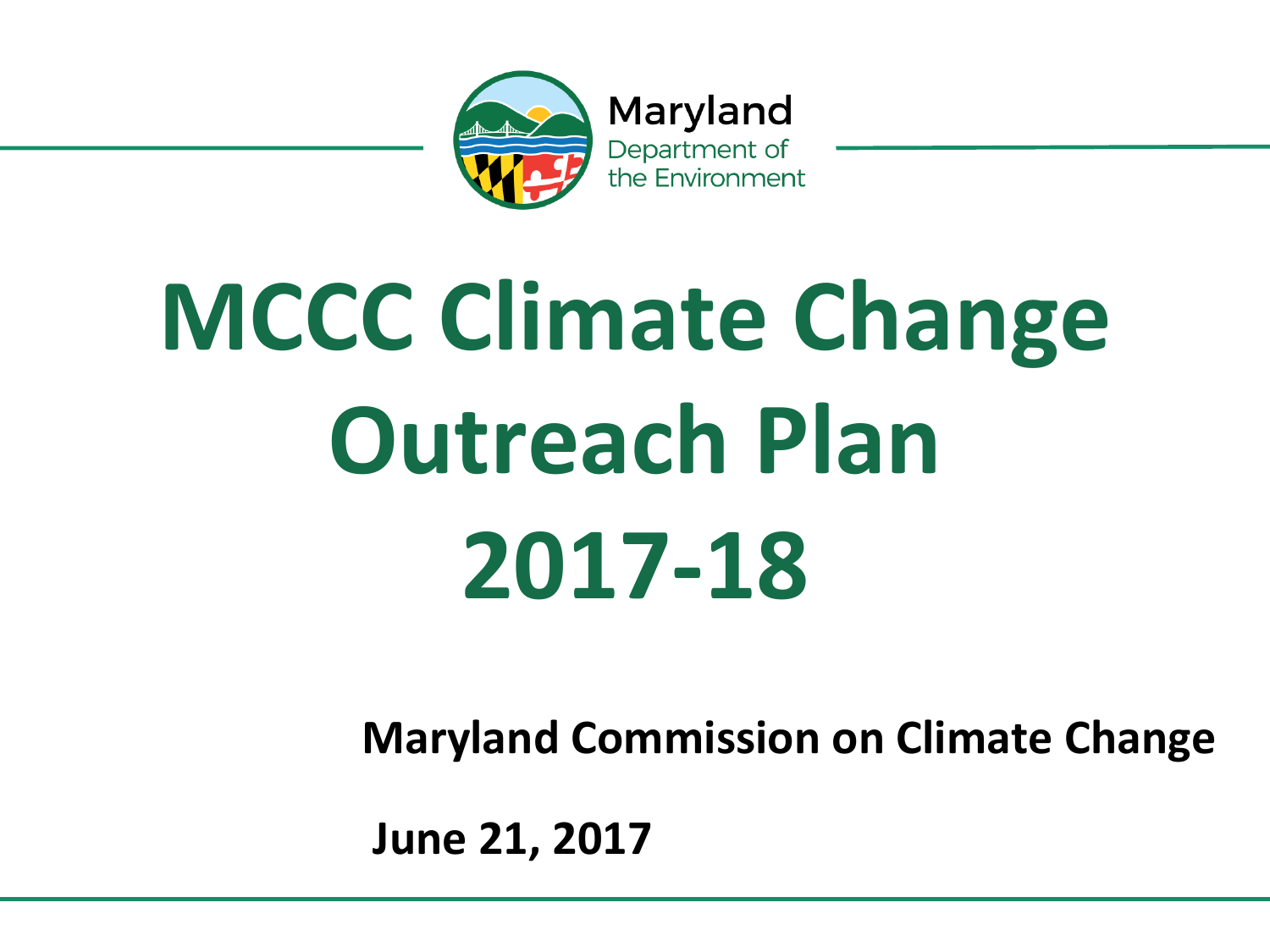Maryland
Department of
the Environment

# MCCC Climate Change Outreach Plan 2017-18

**Maryland Commission on Climate Change**

**June 21, 2017**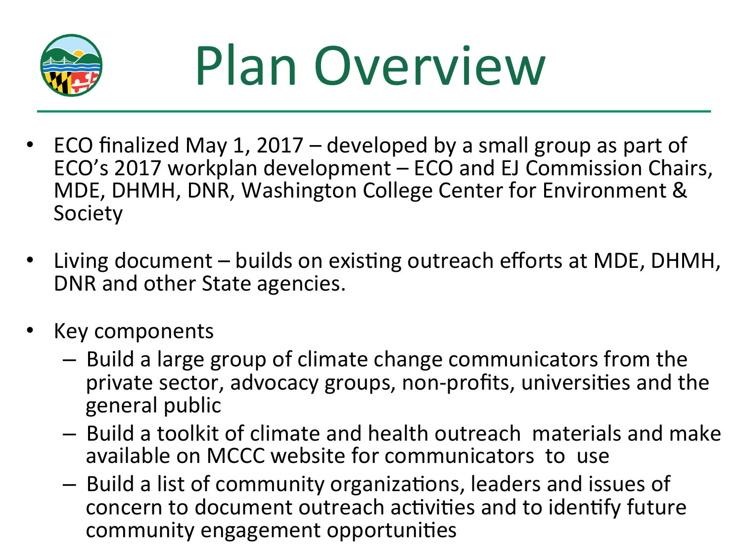# Plan Overview

- ECO finalized May 1, 2017 – developed by a small group as part of ECO's 2017 workplan development – ECO and EJ Commission Chairs, MDE, DHMH, DNR, Washington College Center for Environment & Society
- Living document – builds on existing outreach efforts at MDE, DHMH, DNR and other State agencies.
- Key components
  - Build a large group of climate change communicators from the private sector, advocacy groups, non-profits, universities and the general public
  - Build a toolkit of climate and health outreach materials and make available on MCCC website for communicators to use
  - Build a list of community organizations, leaders and issues of concern to document outreach activities and to identify future community engagement opportunities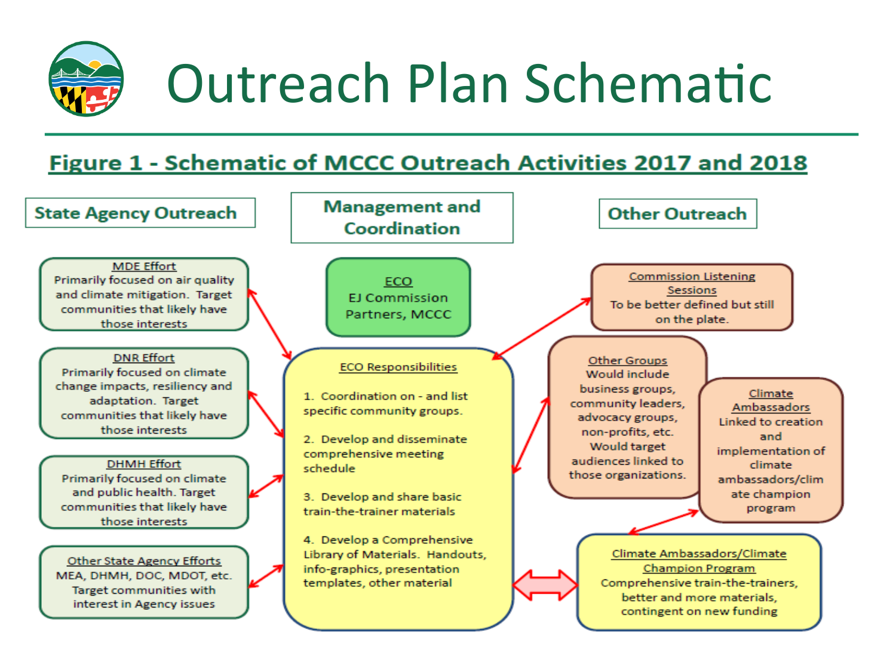# Outreach Plan Schematic

## Figure 1 - Schematic of MCCC Outreach Activities 2017 and 2018

### State Agency Outreach

**MDE Effort**
Primarily focused on air quality and climate mitigation. Target communities that likely have those interests

**DNR Effort**
Primarily focused on climate change impacts, resiliency and adaptation. Target communities that likely have those interests

**DHMH Effort**
Primarily focused on climate and public health. Target communities that likely have those interests

**Other State Agency Efforts**
MEA, DHMH, DOC, MDOT, etc. Target communities with interest in Agency issues

### Management and Coordination

**ECO**
EJ Commission Partners, MCCC

**ECO Responsibilities**

1. Coordination on - and list specific community groups.
2. Develop and disseminate comprehensive meeting schedule
3. Develop and share basic train-the-trainer materials
4. Develop a Comprehensive Library of Materials. Handouts, info-graphics, presentation templates, other material

### Other Outreach

**Commission Listening Sessions**
To be better defined but still on the plate.

**Other Groups**
Would include business groups, community leaders, advocacy groups, non-profits, etc. Would target audiences linked to those organizations.

**Climate Ambassadors**
Linked to creation and implementation of climate ambassadors/climate champion program

**Climate Ambassadors/Climate Champion Program**
Comprehensive train-the-trainers, better and more materials, contingent on new funding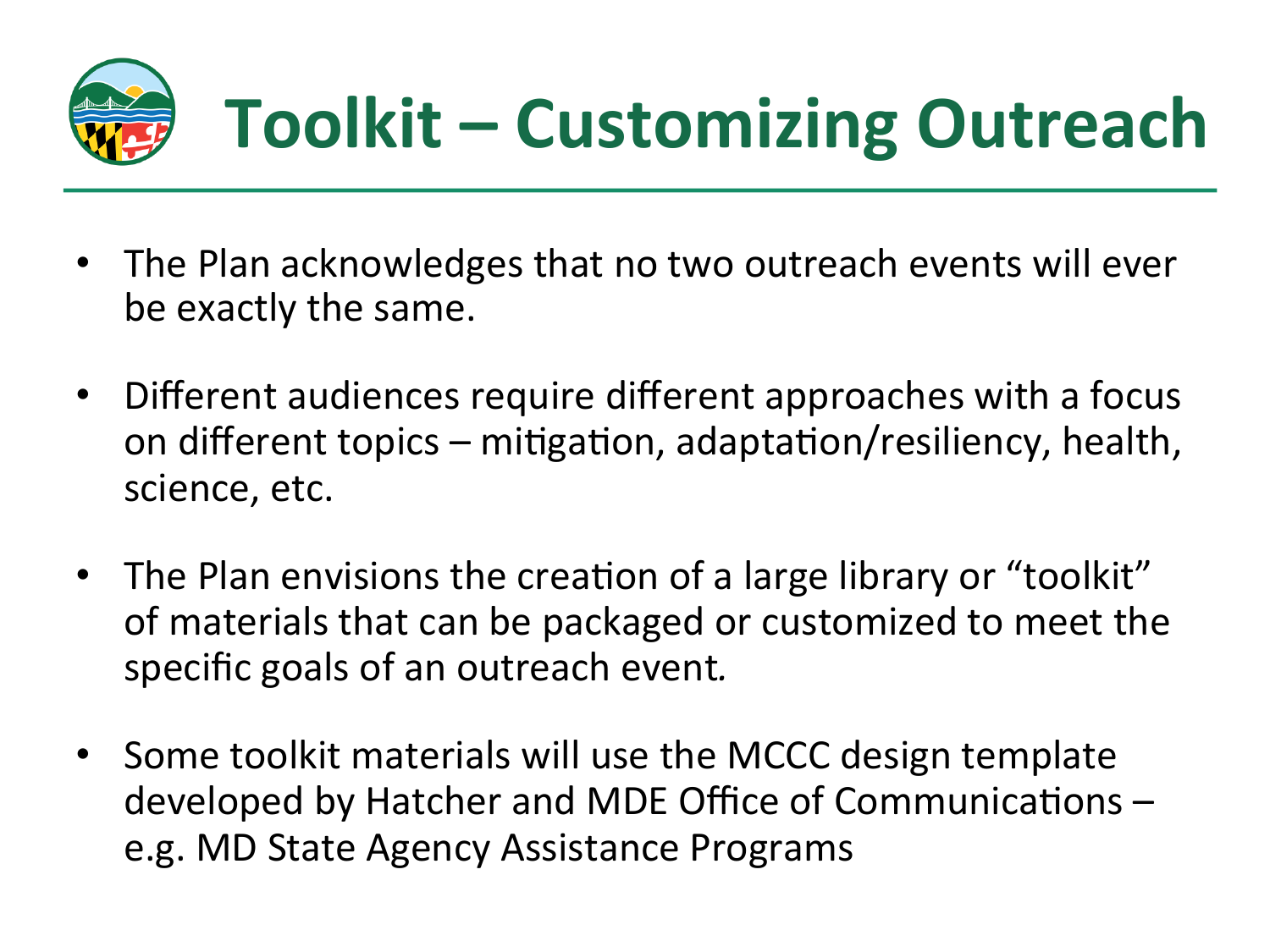# Toolkit – Customizing Outreach

- The Plan acknowledges that no two outreach events will ever be exactly the same.
- Different audiences require different approaches with a focus on different topics – mitigation, adaptation/resiliency, health, science, etc.
- The Plan envisions the creation of a large library or "toolkit" of materials that can be packaged or customized to meet the specific goals of an outreach event.
- Some toolkit materials will use the MCCC design template developed by Hatcher and MDE Office of Communications – e.g. MD State Agency Assistance Programs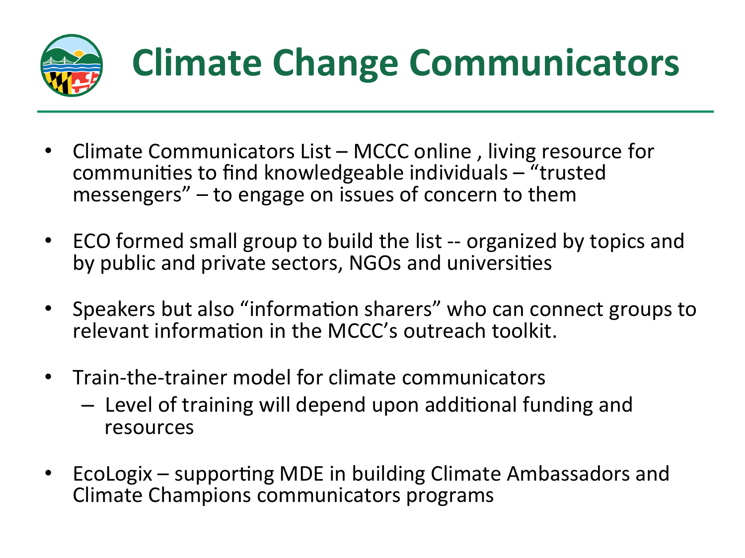# Climate Change Communicators

- Climate Communicators List – MCCC online , living resource for communities to find knowledgeable individuals – "trusted messengers" – to engage on issues of concern to them
- ECO formed small group to build the list -- organized by topics and by public and private sectors, NGOs and universities
- Speakers but also "information sharers" who can connect groups to relevant information in the MCCC's outreach toolkit.
- Train-the-trainer model for climate communicators
  - Level of training will depend upon additional funding and resources
- EcoLogix – supporting MDE in building Climate Ambassadors and Climate Champions communicators programs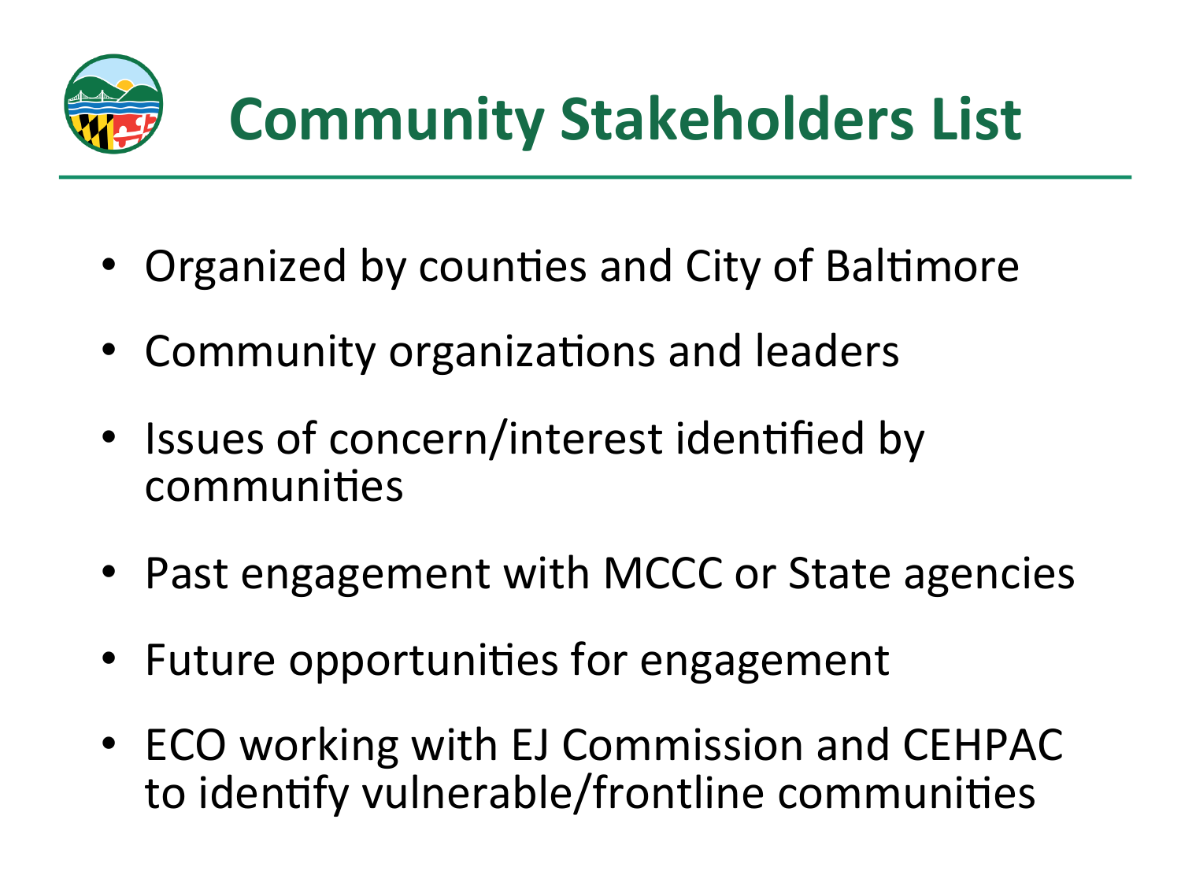# Community Stakeholders List

- Organized by counties and City of Baltimore
- Community organizations and leaders
- Issues of concern/interest identified by communities
- Past engagement with MCCC or State agencies
- Future opportunities for engagement
- ECO working with EJ Commission and CEHPAC to identify vulnerable/frontline communities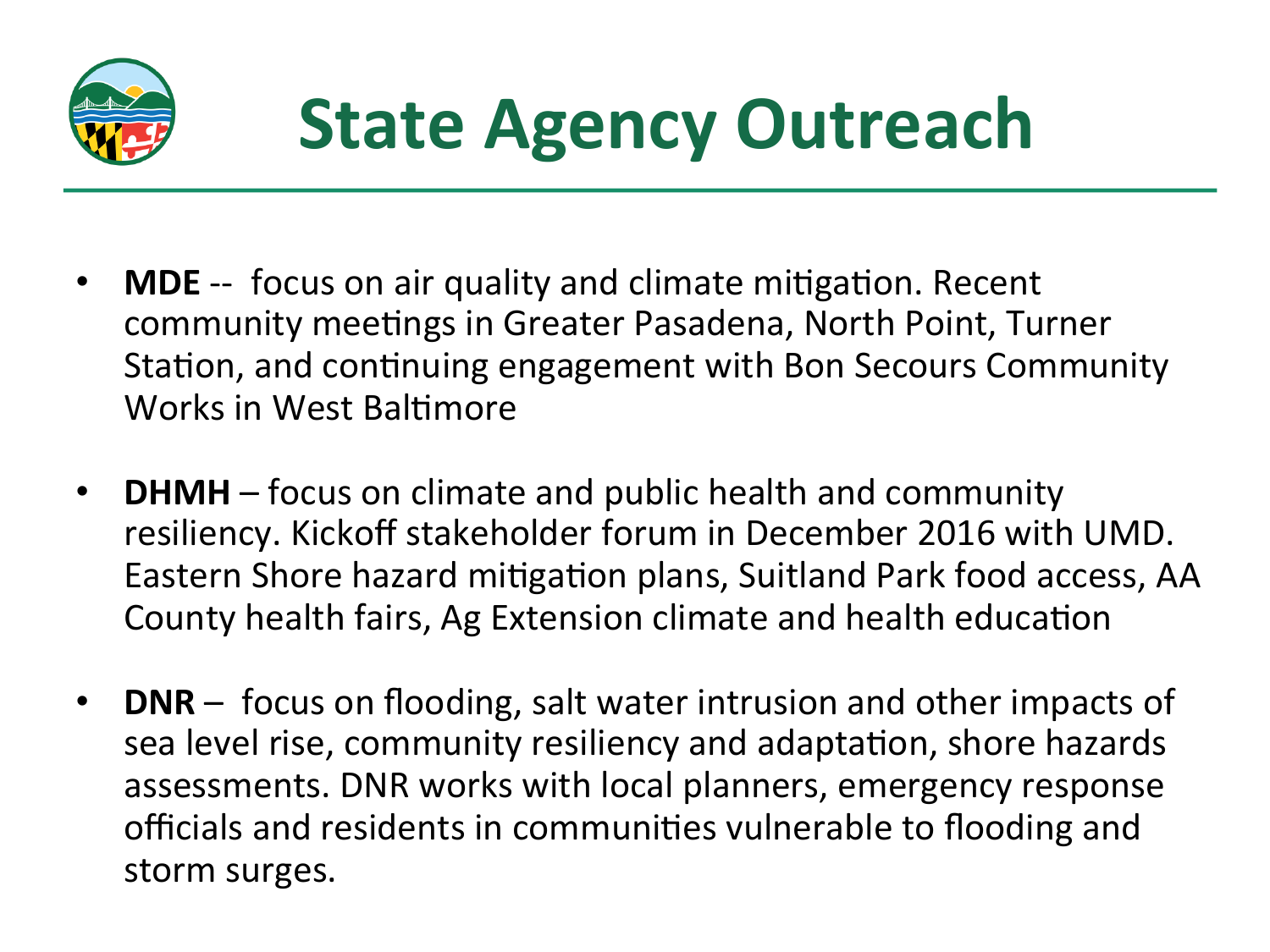# State Agency Outreach

- **MDE** -- focus on air quality and climate mitigation. Recent community meetings in Greater Pasadena, North Point, Turner Station, and continuing engagement with Bon Secours Community Works in West Baltimore

- **DHMH** – focus on climate and public health and community resiliency. Kickoff stakeholder forum in December 2016 with UMD. Eastern Shore hazard mitigation plans, Suitland Park food access, AA County health fairs, Ag Extension climate and health education

- **DNR** – focus on flooding, salt water intrusion and other impacts of sea level rise, community resiliency and adaptation, shore hazards assessments. DNR works with local planners, emergency response officials and residents in communities vulnerable to flooding and storm surges.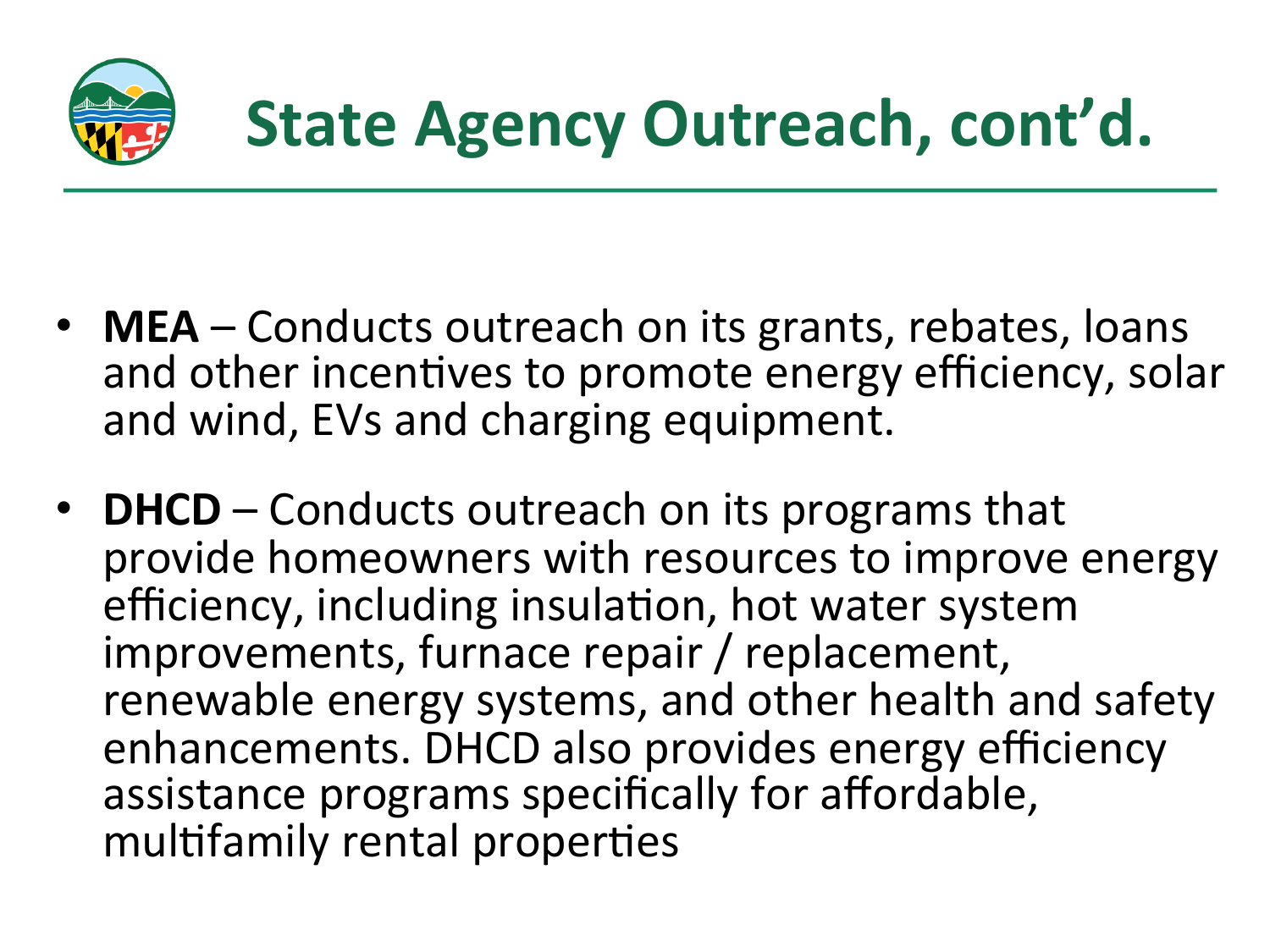# State Agency Outreach, cont'd.

- **MEA** – Conducts outreach on its grants, rebates, loans and other incentives to promote energy efficiency, solar and wind, EVs and charging equipment.
- **DHCD** – Conducts outreach on its programs that provide homeowners with resources to improve energy efficiency, including insulation, hot water system improvements, furnace repair / replacement, renewable energy systems, and other health and safety enhancements. DHCD also provides energy efficiency assistance programs specifically for affordable, multifamily rental properties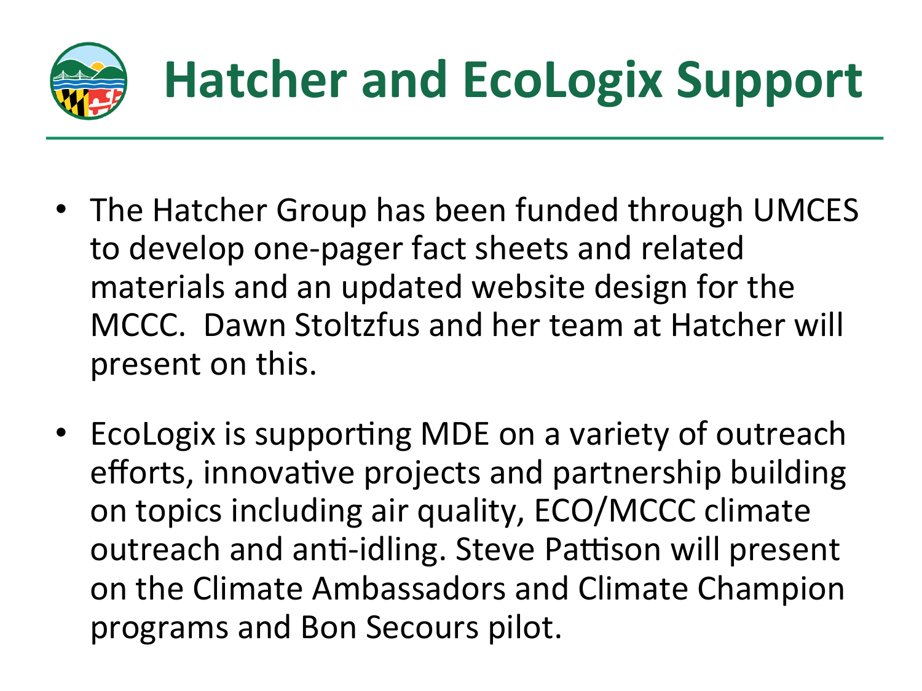# Hatcher and EcoLogix Support

- The Hatcher Group has been funded through UMCES to develop one-pager fact sheets and related materials and an updated website design for the MCCC. Dawn Stoltzfus and her team at Hatcher will present on this.

- EcoLogix is supporting MDE on a variety of outreach efforts, innovative projects and partnership building on topics including air quality, ECO/MCCC climate outreach and anti-idling. Steve Pattison will present on the Climate Ambassadors and Climate Champion programs and Bon Secours pilot.